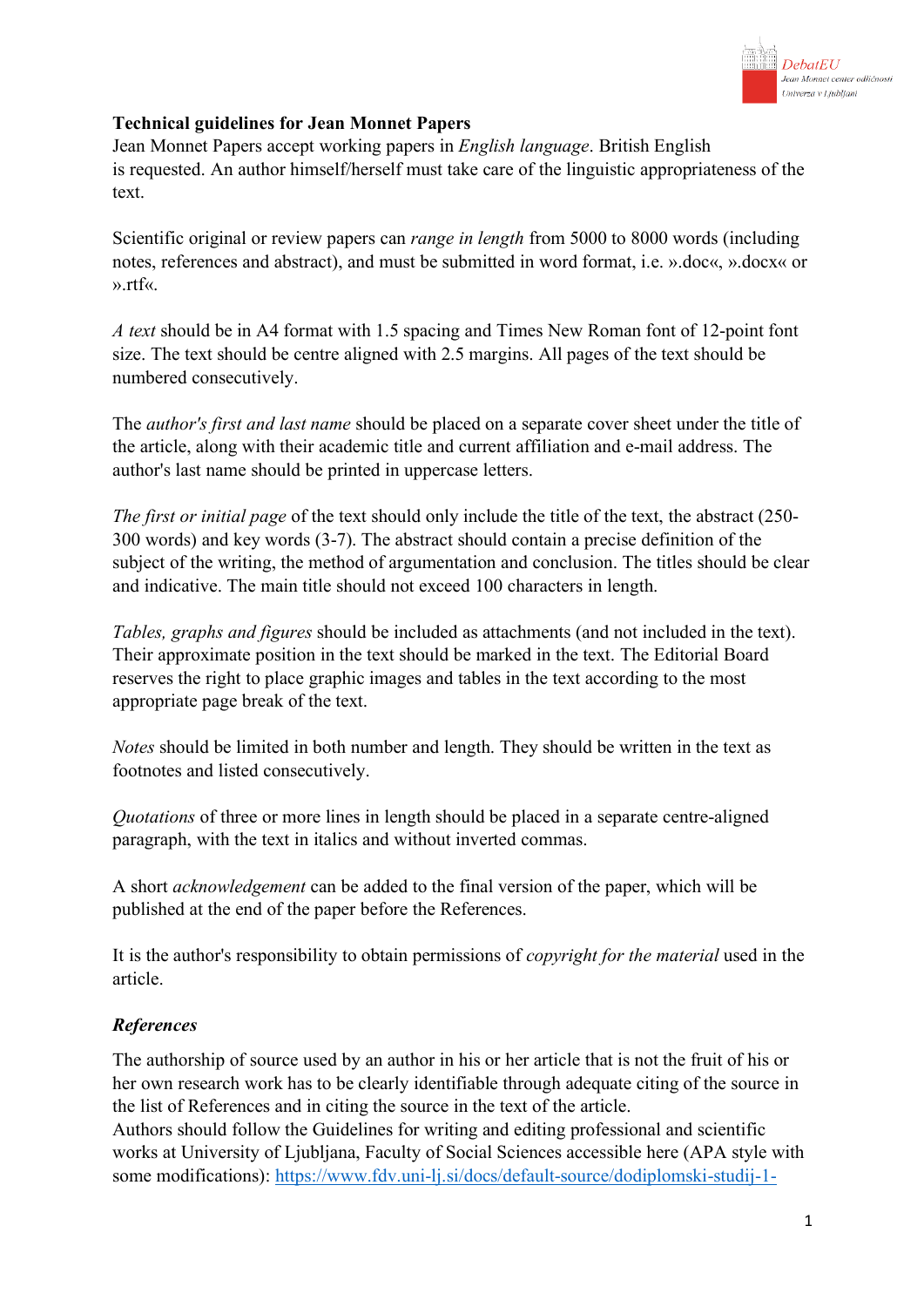**Technical guidelines for Jean Monnet Papers**

Jean Monnet Papers accept working papers in *English language*. British English is requested. An author himself/herself must take care of the linguistic appropriateness of the text.

Scientific original or review papers can *range in length* from 5000 to 8000 words (including notes, references and abstract), and must be submitted in word format, i.e. ».doc«, ».docx« or ».rtf«.

*A text* should be in A4 format with 1.5 spacing and Times New Roman font of 12-point font size. The text should be centre aligned with 2.5 margins. All pages of the text should be numbered consecutively.

The *author's first and last name* should be placed on a separate cover sheet under the title of the article, along with their academic title and current affiliation and e-mail address. The author's last name should be printed in uppercase letters.

*The first or initial page* of the text should only include the title of the text, the abstract (250-300 words) and key words (3-7). The abstract should contain a precise definition of the subject of the writing, the method of argumentation and conclusion. The titles should be clear and indicative. The main title should not exceed 100 characters in length.

*Tables, graphs and figures* should be included as attachments (and not included in the text). Their approximate position in the text should be marked in the text. The Editorial Board reserves the right to place graphic images and tables in the text according to the most appropriate page break of the text.

*Notes* should be limited in both number and length. They should be written in the text as footnotes and listed consecutively.

*Quotations* of three or more lines in length should be placed in a separate centre-aligned paragraph, with the text in italics and without inverted commas.

A short *acknowledgement* can be added to the final version of the paper, which will be published at the end of the paper before the References.

It is the author's responsibility to obtain permissions of *copyright for the material* used in the article.

***References***

The authorship of source used by an author in his or her article that is not the fruit of his or her own research work has to be clearly identifiable through adequate citing of the source in the list of References and in citing the source in the text of the article.
Authors should follow the Guidelines for writing and editing professional and scientific works at University of Ljubljana, Faculty of Social Sciences accessible here (APA style with some modifications): https://www.fdv.uni-lj.si/docs/default-source/dodiplomski-studij-1-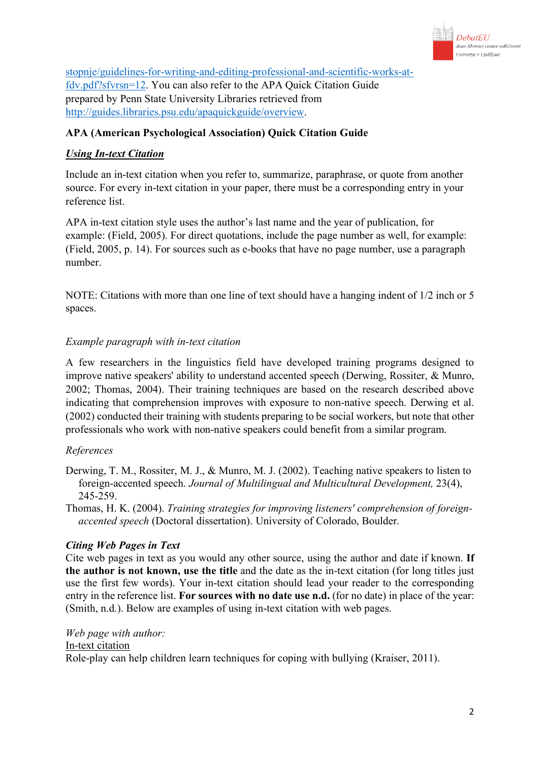[stopnje/guidelines-for-writing-and-editing-professional-and-scientific-works-at-fdv.pdf?sfvrsn=12](stopnje/guidelines-for-writing-and-editing-professional-and-scientific-works-at-fdv.pdf?sfvrsn=12). You can also refer to the APA Quick Citation Guide prepared by Penn State University Libraries retrieved from [http://guides.libraries.psu.edu/apaquickguide/overview](http://guides.libraries.psu.edu/apaquickguide/overview).

**APA (American Psychological Association) Quick Citation Guide**

***Using In-text Citation***

Include an in-text citation when you refer to, summarize, paraphrase, or quote from another source. For every in-text citation in your paper, there must be a corresponding entry in your reference list.

APA in-text citation style uses the author's last name and the year of publication, for example: (Field, 2005). For direct quotations, include the page number as well, for example: (Field, 2005, p. 14). For sources such as e-books that have no page number, use a paragraph number.

NOTE: Citations with more than one line of text should have a hanging indent of 1/2 inch or 5 spaces.

*Example paragraph with in-text citation*

A few researchers in the linguistics field have developed training programs designed to improve native speakers' ability to understand accented speech (Derwing, Rossiter, & Munro, 2002; Thomas, 2004). Their training techniques are based on the research described above indicating that comprehension improves with exposure to non-native speech. Derwing et al. (2002) conducted their training with students preparing to be social workers, but note that other professionals who work with non-native speakers could benefit from a similar program.

*References*

Derwing, T. M., Rossiter, M. J., & Munro, M. J. (2002). Teaching native speakers to listen to foreign-accented speech. *Journal of Multilingual and Multicultural Development,* 23(4), 245-259.

Thomas, H. K. (2004). *Training strategies for improving listeners' comprehension of foreign-accented speech* (Doctoral dissertation). University of Colorado, Boulder.

***Citing Web Pages in Text***

Cite web pages in text as you would any other source, using the author and date if known. **If the author is not known, use the title** and the date as the in-text citation (for long titles just use the first few words). Your in-text citation should lead your reader to the corresponding entry in the reference list. **For sources with no date use n.d.** (for no date) in place of the year: (Smith, n.d.). Below are examples of using in-text citation with web pages.

*Web page with author:*

In-text citation

Role-play can help children learn techniques for coping with bullying (Kraiser, 2011).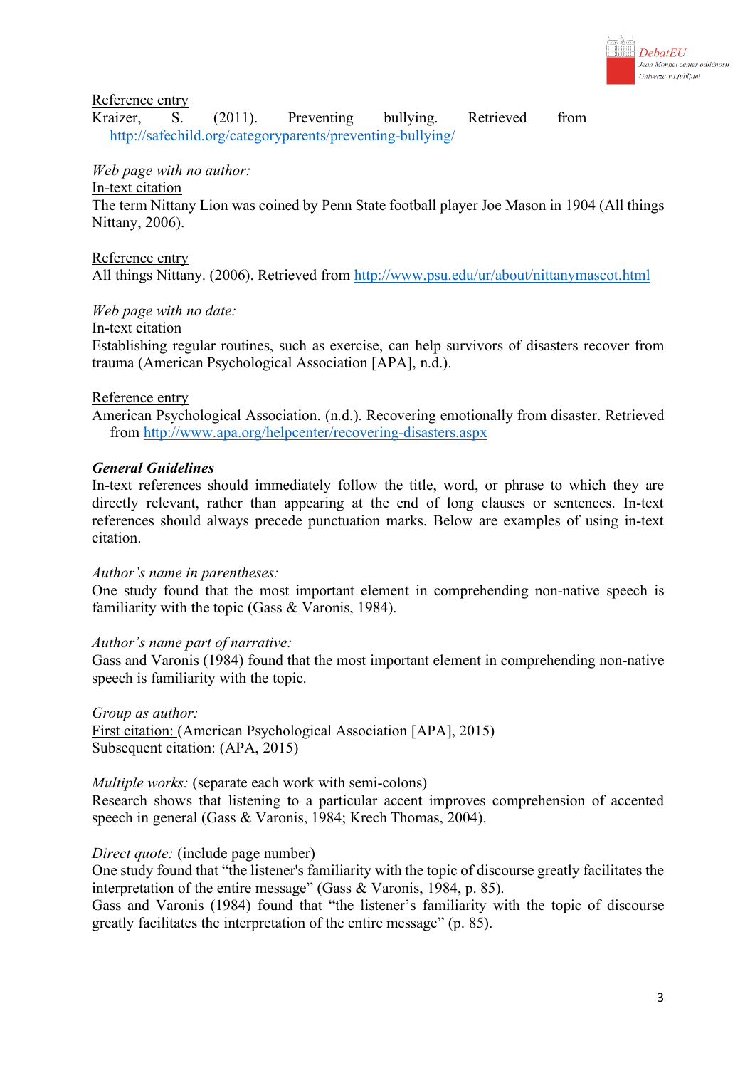Reference entry

Kraizer, S. (2011). Preventing bullying. Retrieved from http://safechild.org/categoryparents/preventing-bullying/

*Web page with no author:*

In-text citation

The term Nittany Lion was coined by Penn State football player Joe Mason in 1904 (All things Nittany, 2006).

Reference entry

All things Nittany. (2006). Retrieved from http://www.psu.edu/ur/about/nittanymascot.html

*Web page with no date:*

In-text citation

Establishing regular routines, such as exercise, can help survivors of disasters recover from trauma (American Psychological Association [APA], n.d.).

Reference entry

American Psychological Association. (n.d.). Recovering emotionally from disaster. Retrieved from http://www.apa.org/helpcenter/recovering-disasters.aspx

***General Guidelines***

In-text references should immediately follow the title, word, or phrase to which they are directly relevant, rather than appearing at the end of long clauses or sentences. In-text references should always precede punctuation marks. Below are examples of using in-text citation.

*Author's name in parentheses:*

One study found that the most important element in comprehending non-native speech is familiarity with the topic (Gass & Varonis, 1984).

*Author's name part of narrative:*

Gass and Varonis (1984) found that the most important element in comprehending non-native speech is familiarity with the topic.

*Group as author:*

First citation: (American Psychological Association [APA], 2015)

Subsequent citation: (APA, 2015)

*Multiple works:* (separate each work with semi-colons)

Research shows that listening to a particular accent improves comprehension of accented speech in general (Gass & Varonis, 1984; Krech Thomas, 2004).

*Direct quote:* (include page number)

One study found that "the listener's familiarity with the topic of discourse greatly facilitates the interpretation of the entire message" (Gass & Varonis, 1984, p. 85).

Gass and Varonis (1984) found that "the listener's familiarity with the topic of discourse greatly facilitates the interpretation of the entire message" (p. 85).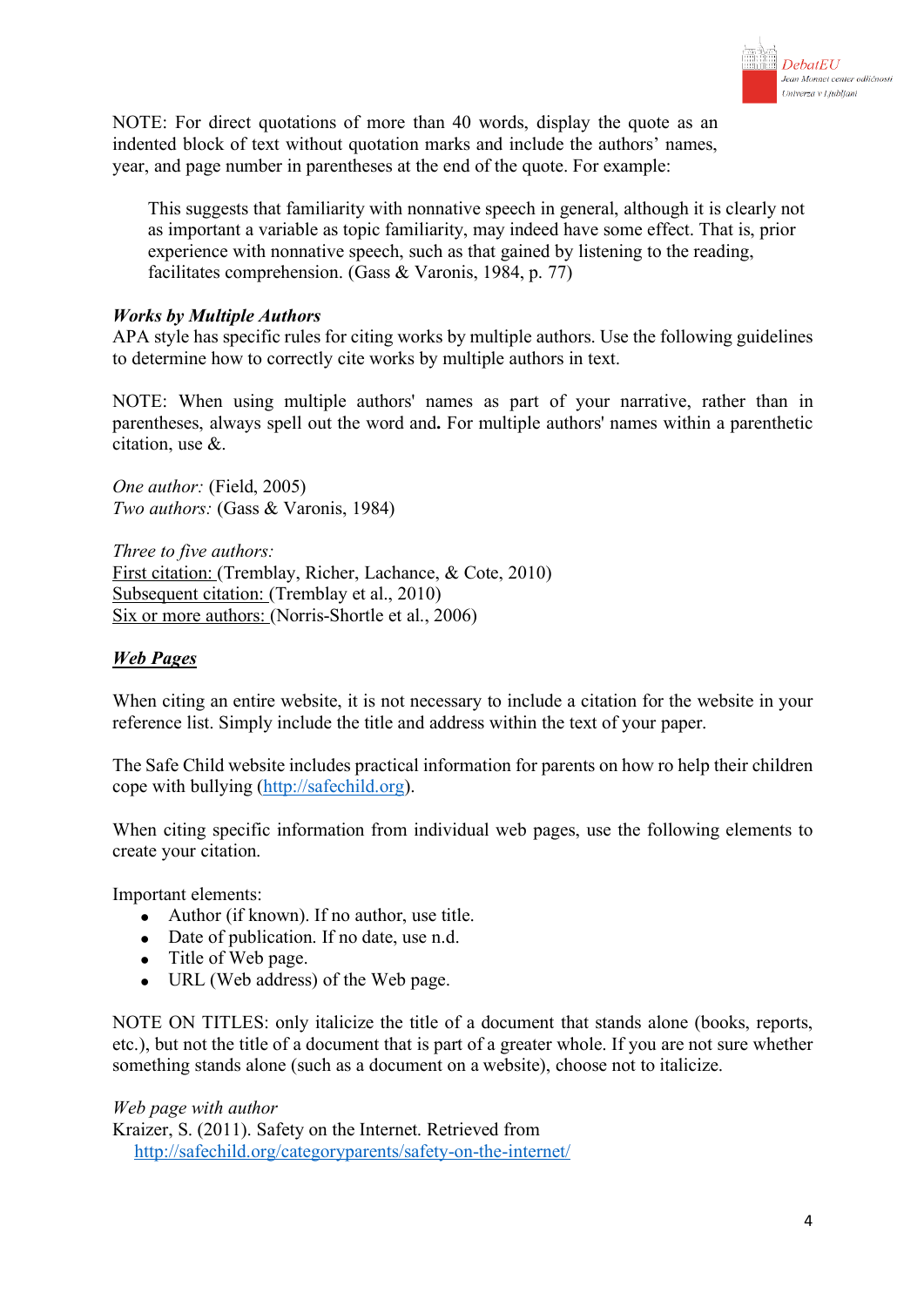NOTE: For direct quotations of more than 40 words, display the quote as an indented block of text without quotation marks and include the authors' names, year, and page number in parentheses at the end of the quote. For example:

> This suggests that familiarity with nonnative speech in general, although it is clearly not as important a variable as topic familiarity, may indeed have some effect. That is, prior experience with nonnative speech, such as that gained by listening to the reading, facilitates comprehension. (Gass & Varonis, 1984, p. 77)

***Works by Multiple Authors***

APA style has specific rules for citing works by multiple authors. Use the following guidelines to determine how to correctly cite works by multiple authors in text.

NOTE: When using multiple authors' names as part of your narrative, rather than in parentheses, always spell out the word and**.** For multiple authors' names within a parenthetic citation, use &.

*One author:* (Field, 2005)
*Two authors:* (Gass & Varonis, 1984)

*Three to five authors:*
<u>First citation:</u> (Tremblay, Richer, Lachance, & Cote, 2010)
<u>Subsequent citation:</u> (Tremblay et al., 2010)
<u>Six or more authors:</u> (Norris-Shortle et al., 2006)

***<u>Web Pages</u>***

When citing an entire website, it is not necessary to include a citation for the website in your reference list. Simply include the title and address within the text of your paper.

The Safe Child website includes practical information for parents on how ro help their children cope with bullying (http://safechild.org).

When citing specific information from individual web pages, use the following elements to create your citation.

Important elements:

- Author (if known). If no author, use title.
- Date of publication. If no date, use n.d.
- Title of Web page.
- URL (Web address) of the Web page.

NOTE ON TITLES: only italicize the title of a document that stands alone (books, reports, etc.), but not the title of a document that is part of a greater whole. If you are not sure whether something stands alone (such as a document on a website), choose not to italicize.

*Web page with author*
Kraizer, S. (2011). Safety on the Internet. Retrieved from http://safechild.org/categoryparents/safety-on-the-internet/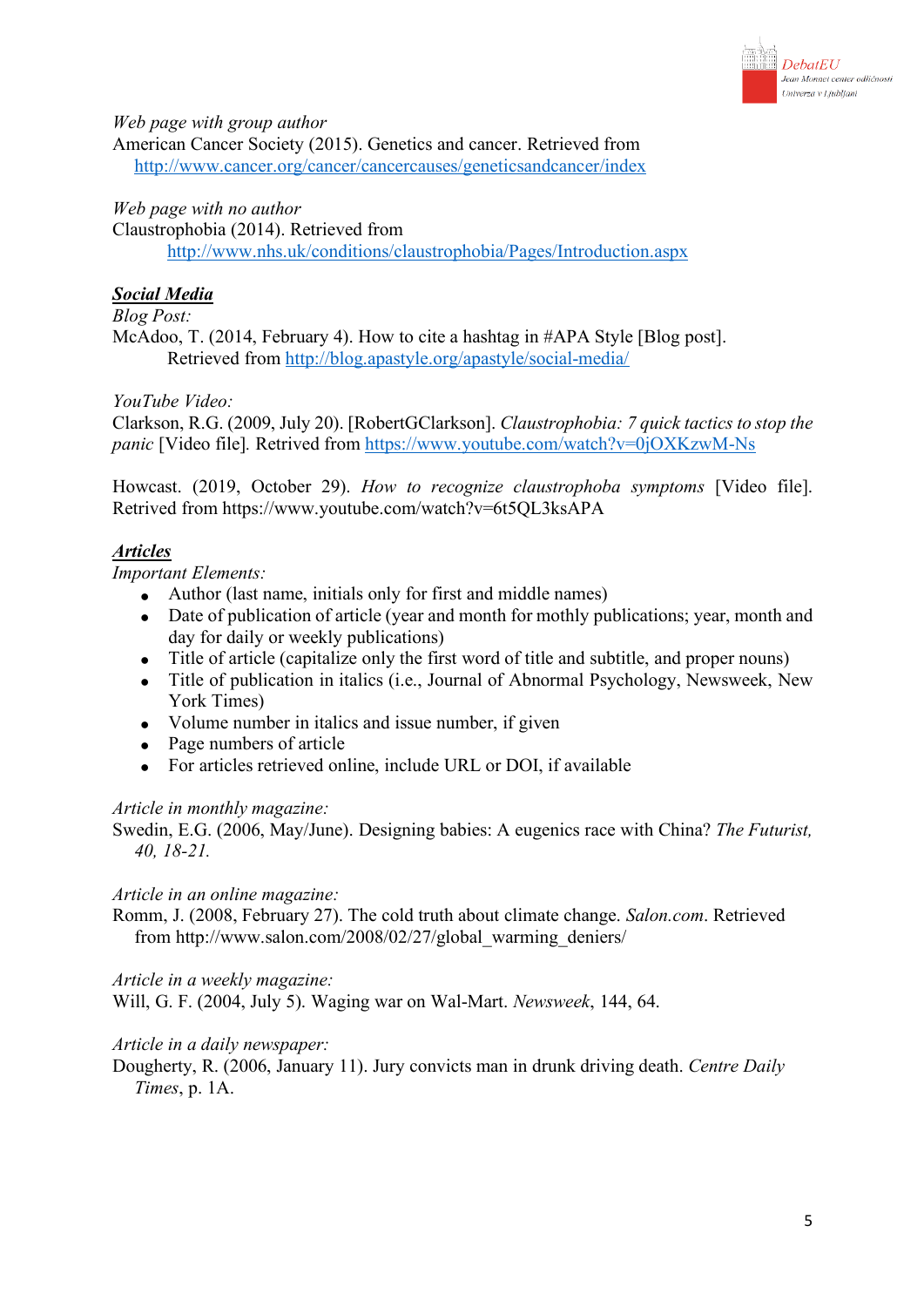*Web page with group author*

American Cancer Society (2015). Genetics and cancer. Retrieved from http://www.cancer.org/cancer/cancercauses/geneticsandcancer/index

*Web page with no author*

Claustrophobia (2014). Retrieved from http://www.nhs.uk/conditions/claustrophobia/Pages/Introduction.aspx

***Social Media***

*Blog Post:*

McAdoo, T. (2014, February 4). How to cite a hashtag in #APA Style [Blog post]. Retrieved from http://blog.apastyle.org/apastyle/social-media/

*YouTube Video:*

Clarkson, R.G. (2009, July 20). [RobertGClarkson]. *Claustrophobia: 7 quick tactics to stop the panic* [Video file]. Retrived from https://www.youtube.com/watch?v=0jOXKzwM-Ns

Howcast. (2019, October 29). *How to recognize claustrophoba symptoms* [Video file]. Retrived from https://www.youtube.com/watch?v=6t5QL3ksAPA

***Articles***

*Important Elements:*

- Author (last name, initials only for first and middle names)
- Date of publication of article (year and month for mothly publications; year, month and day for daily or weekly publications)
- Title of article (capitalize only the first word of title and subtitle, and proper nouns)
- Title of publication in italics (i.e., Journal of Abnormal Psychology, Newsweek, New York Times)
- Volume number in italics and issue number, if given
- Page numbers of article
- For articles retrieved online, include URL or DOI, if available

*Article in monthly magazine:*

Swedin, E.G. (2006, May/June). Designing babies: A eugenics race with China? *The Futurist, 40, 18-21.*

*Article in an online magazine:*

Romm, J. (2008, February 27). The cold truth about climate change. *Salon.com*. Retrieved from http://www.salon.com/2008/02/27/global_warming_deniers/

*Article in a weekly magazine:*

Will, G. F. (2004, July 5). Waging war on Wal-Mart. *Newsweek*, 144, 64.

*Article in a daily newspaper:*

Dougherty, R. (2006, January 11). Jury convicts man in drunk driving death. *Centre Daily Times*, p. 1A.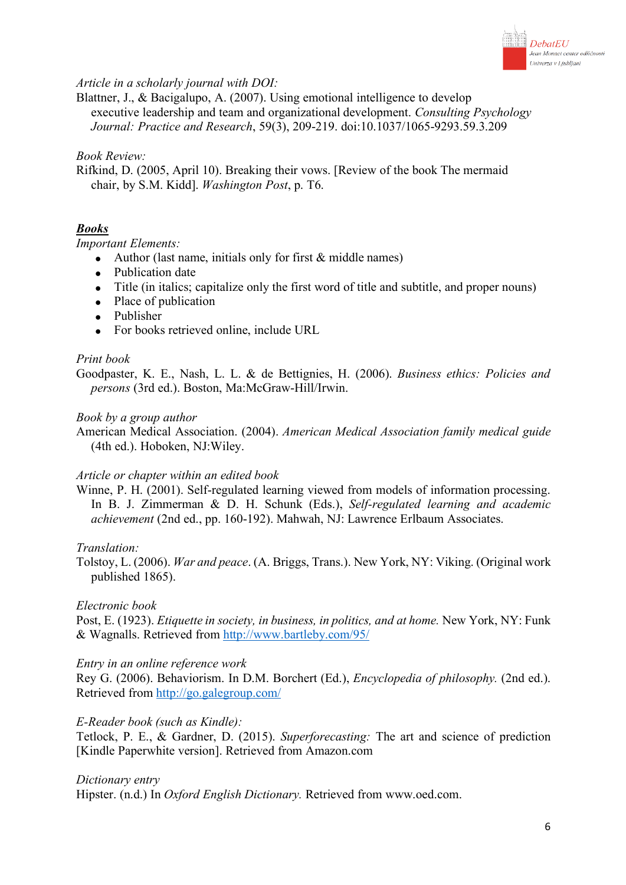*Article in a scholarly journal with DOI:*

Blattner, J., & Bacigalupo, A. (2007). Using emotional intelligence to develop executive leadership and team and organizational development. *Consulting Psychology Journal: Practice and Research*, 59(3), 209-219. doi:10.1037/1065-9293.59.3.209

*Book Review:*

Rifkind, D. (2005, April 10). Breaking their vows. [Review of the book The mermaid chair, by S.M. Kidd]. *Washington Post*, p. T6.

***Books***

*Important Elements:*

- Author (last name, initials only for first & middle names)
- Publication date
- Title (in italics; capitalize only the first word of title and subtitle, and proper nouns)
- Place of publication
- Publisher
- For books retrieved online, include URL

*Print book*

Goodpaster, K. E., Nash, L. L. & de Bettignies, H. (2006). *Business ethics: Policies and persons* (3rd ed.). Boston, Ma:McGraw-Hill/Irwin.

*Book by a group author*

American Medical Association. (2004). *American Medical Association family medical guide* (4th ed.). Hoboken, NJ:Wiley.

*Article or chapter within an edited book*

Winne, P. H. (2001). Self-regulated learning viewed from models of information processing. In B. J. Zimmerman & D. H. Schunk (Eds.), *Self-regulated learning and academic achievement* (2nd ed., pp. 160-192). Mahwah, NJ: Lawrence Erlbaum Associates.

*Translation:*

Tolstoy, L. (2006). *War and peace*. (A. Briggs, Trans.). New York, NY: Viking. (Original work published 1865).

*Electronic book*

Post, E. (1923). *Etiquette in society, in business, in politics, and at home.* New York, NY: Funk & Wagnalls. Retrieved from http://www.bartleby.com/95/

*Entry in an online reference work*

Rey G. (2006). Behaviorism. In D.M. Borchert (Ed.), *Encyclopedia of philosophy.* (2nd ed.). Retrieved from http://go.galegroup.com/

*E-Reader book (such as Kindle):*

Tetlock, P. E., & Gardner, D. (2015). *Superforecasting:* The art and science of prediction [Kindle Paperwhite version]. Retrieved from Amazon.com

*Dictionary entry*

Hipster. (n.d.) In *Oxford English Dictionary.* Retrieved from www.oed.com.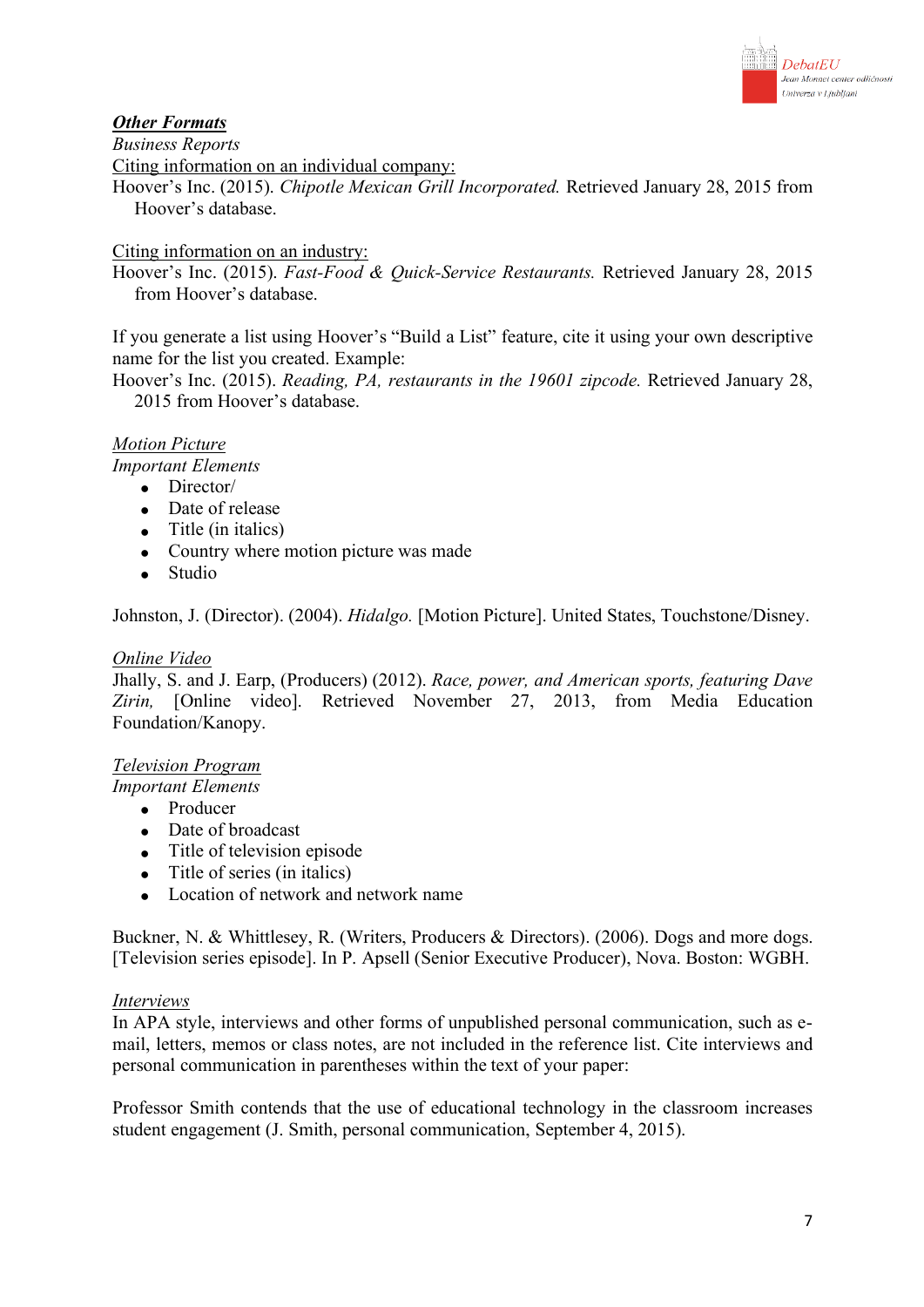***Other Formats***

*Business Reports*

Citing information on an individual company:

Hoover's Inc. (2015). *Chipotle Mexican Grill Incorporated.* Retrieved January 28, 2015 from Hoover's database.

Citing information on an industry:

Hoover's Inc. (2015). *Fast-Food & Quick-Service Restaurants.* Retrieved January 28, 2015 from Hoover's database.

If you generate a list using Hoover's "Build a List" feature, cite it using your own descriptive name for the list you created. Example:

Hoover's Inc. (2015). *Reading, PA, restaurants in the 19601 zipcode.* Retrieved January 28, 2015 from Hoover's database.

*Motion Picture*

*Important Elements*

- Director/
- Date of release
- Title (in italics)
- Country where motion picture was made
- Studio

Johnston, J. (Director). (2004). *Hidalgo.* [Motion Picture]. United States, Touchstone/Disney.

*Online Video*

Jhally, S. and J. Earp, (Producers) (2012). *Race, power, and American sports, featuring Dave Zirin,* [Online video]. Retrieved November 27, 2013, from Media Education Foundation/Kanopy.

*Television Program*

*Important Elements*

- Producer
- Date of broadcast
- Title of television episode
- Title of series (in italics)
- Location of network and network name

Buckner, N. & Whittlesey, R. (Writers, Producers & Directors). (2006). Dogs and more dogs. [Television series episode]. In P. Apsell (Senior Executive Producer), Nova. Boston: WGBH.

*Interviews*

In APA style, interviews and other forms of unpublished personal communication, such as e-mail, letters, memos or class notes, are not included in the reference list. Cite interviews and personal communication in parentheses within the text of your paper:

Professor Smith contends that the use of educational technology in the classroom increases student engagement (J. Smith, personal communication, September 4, 2015).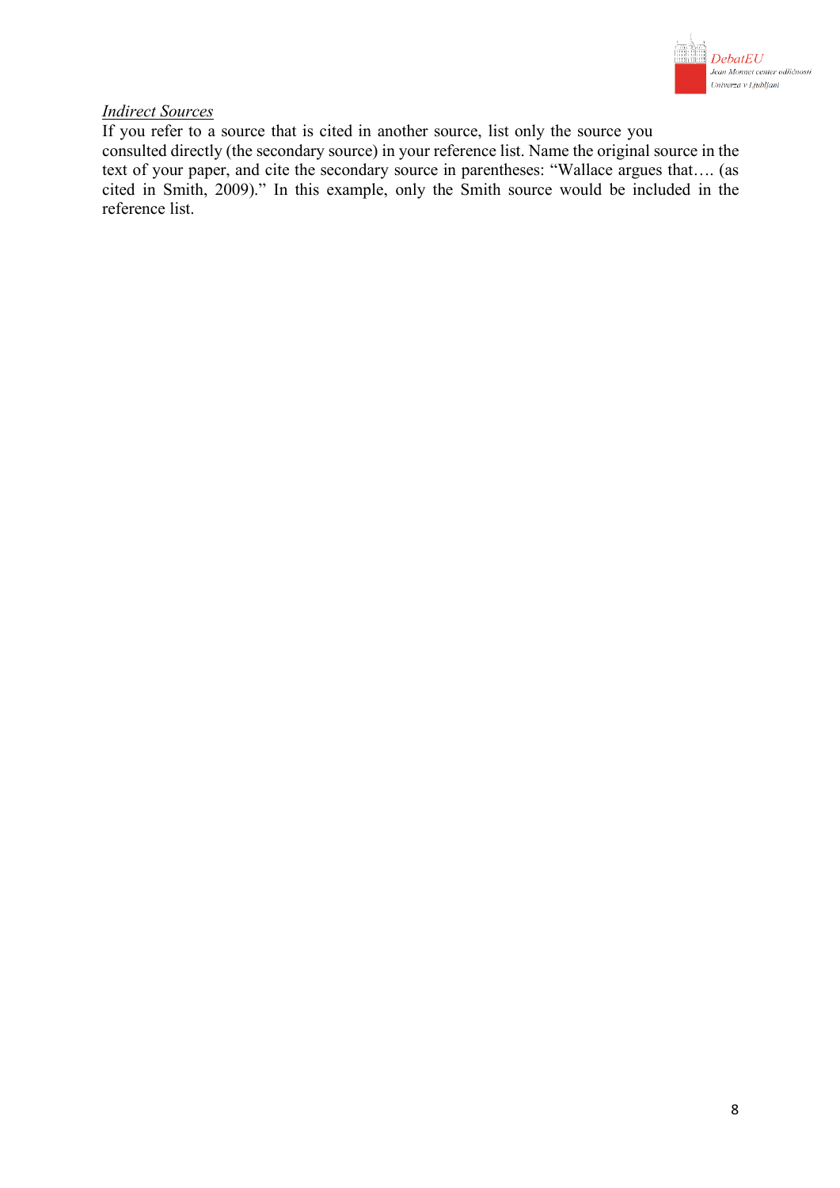*Indirect Sources*

If you refer to a source that is cited in another source, list only the source you consulted directly (the secondary source) in your reference list. Name the original source in the text of your paper, and cite the secondary source in parentheses: "Wallace argues that…. (as cited in Smith, 2009)." In this example, only the Smith source would be included in the reference list.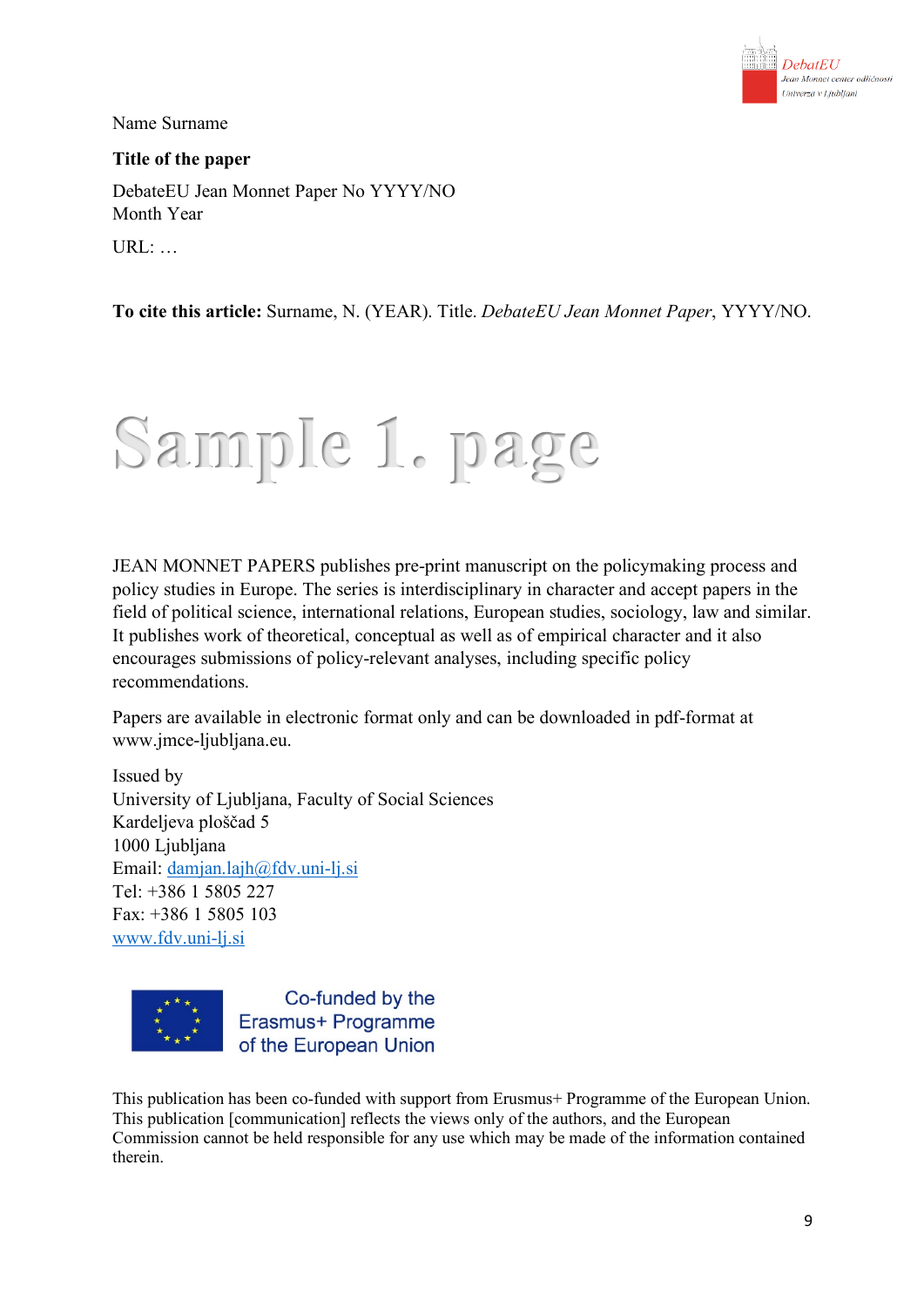Name Surname

**Title of the paper**

DebateEU Jean Monnet Paper No YYYY/NO
Month Year

URL: …

**To cite this article:** Surname, N. (YEAR). Title. *DebateEU Jean Monnet Paper*, YYYY/NO.

# Sample 1. page

JEAN MONNET PAPERS publishes pre-print manuscript on the policymaking process and policy studies in Europe. The series is interdisciplinary in character and accept papers in the field of political science, international relations, European studies, sociology, law and similar. It publishes work of theoretical, conceptual as well as of empirical character and it also encourages submissions of policy-relevant analyses, including specific policy recommendations.

Papers are available in electronic format only and can be downloaded in pdf-format at www.jmce-ljubljana.eu.

Issued by
University of Ljubljana, Faculty of Social Sciences
Kardeljeva ploščad 5
1000 Ljubljana
Email: damjan.lajh@fdv.uni-lj.si
Tel: +386 1 5805 227
Fax: +386 1 5805 103
www.fdv.uni-lj.si

Co-funded by the Erasmus+ Programme of the European Union

This publication has been co-funded with support from Erusmus+ Programme of the European Union. This publication [communication] reflects the views only of the authors, and the European Commission cannot be held responsible for any use which may be made of the information contained therein.